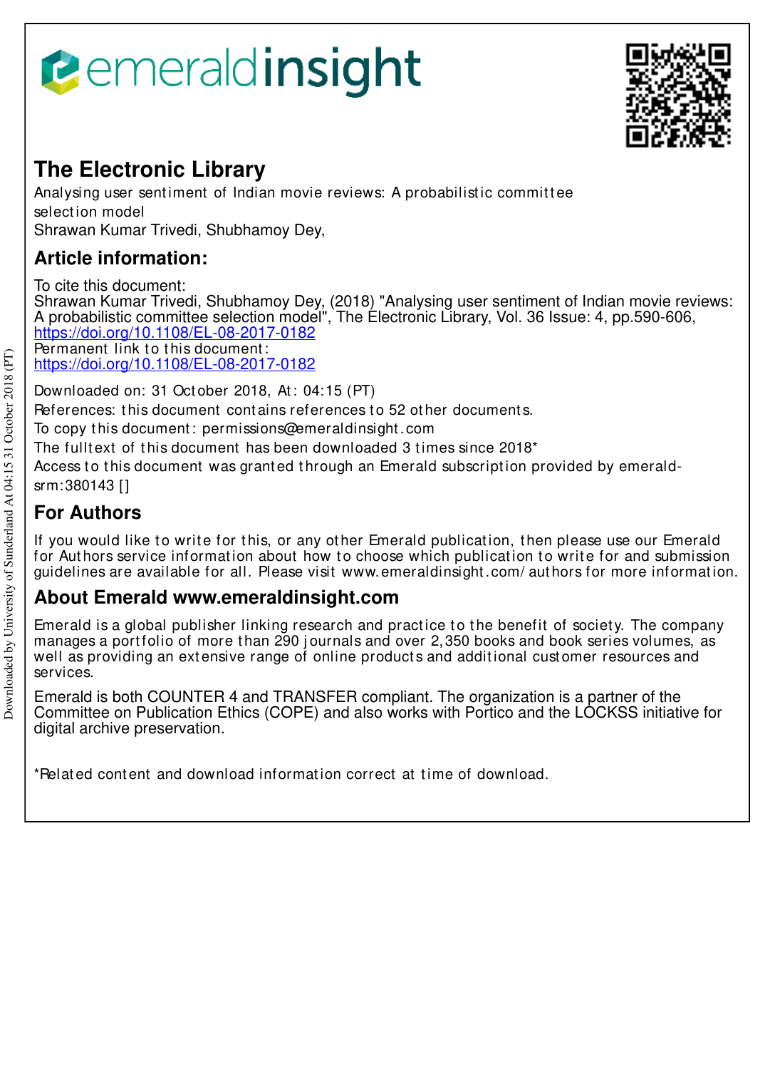# The Electronic Library

Analysing user sentiment of Indian movie reviews: A probabilistic committee selection model

Shrawan Kumar Trivedi, Shubhamoy Dey,

## Article information:

To cite this document:

Shrawan Kumar Trivedi, Shubhamoy Dey, (2018) "Analysing user sentiment of Indian movie reviews: A probabilistic committee selection model", The Electronic Library, Vol. 36 Issue: 4, pp.590-606, https://doi.org/10.1108/EL-08-2017-0182

Permanent link to this document:

https://doi.org/10.1108/EL-08-2017-0182

Downloaded on: 31 October 2018, At: 04:15 (PT)

References: this document contains references to 52 other documents.

To copy this document: permissions@emeraldinsight.com

The fulltext of this document has been downloaded 3 times since 2018*

Access to this document was granted through an Emerald subscription provided by emerald-srm:380143 []

## For Authors

If you would like to write for this, or any other Emerald publication, then please use our Emerald for Authors service information about how to choose which publication to write for and submission guidelines are available for all. Please visit www.emeraldinsight.com/authors for more information.

## About Emerald www.emeraldinsight.com

Emerald is a global publisher linking research and practice to the benefit of society. The company manages a portfolio of more than 290 journals and over 2,350 books and book series volumes, as well as providing an extensive range of online products and additional customer resources and services.

Emerald is both COUNTER 4 and TRANSFER compliant. The organization is a partner of the Committee on Publication Ethics (COPE) and also works with Portico and the LOCKSS initiative for digital archive preservation.

*Related content and download information correct at time of download.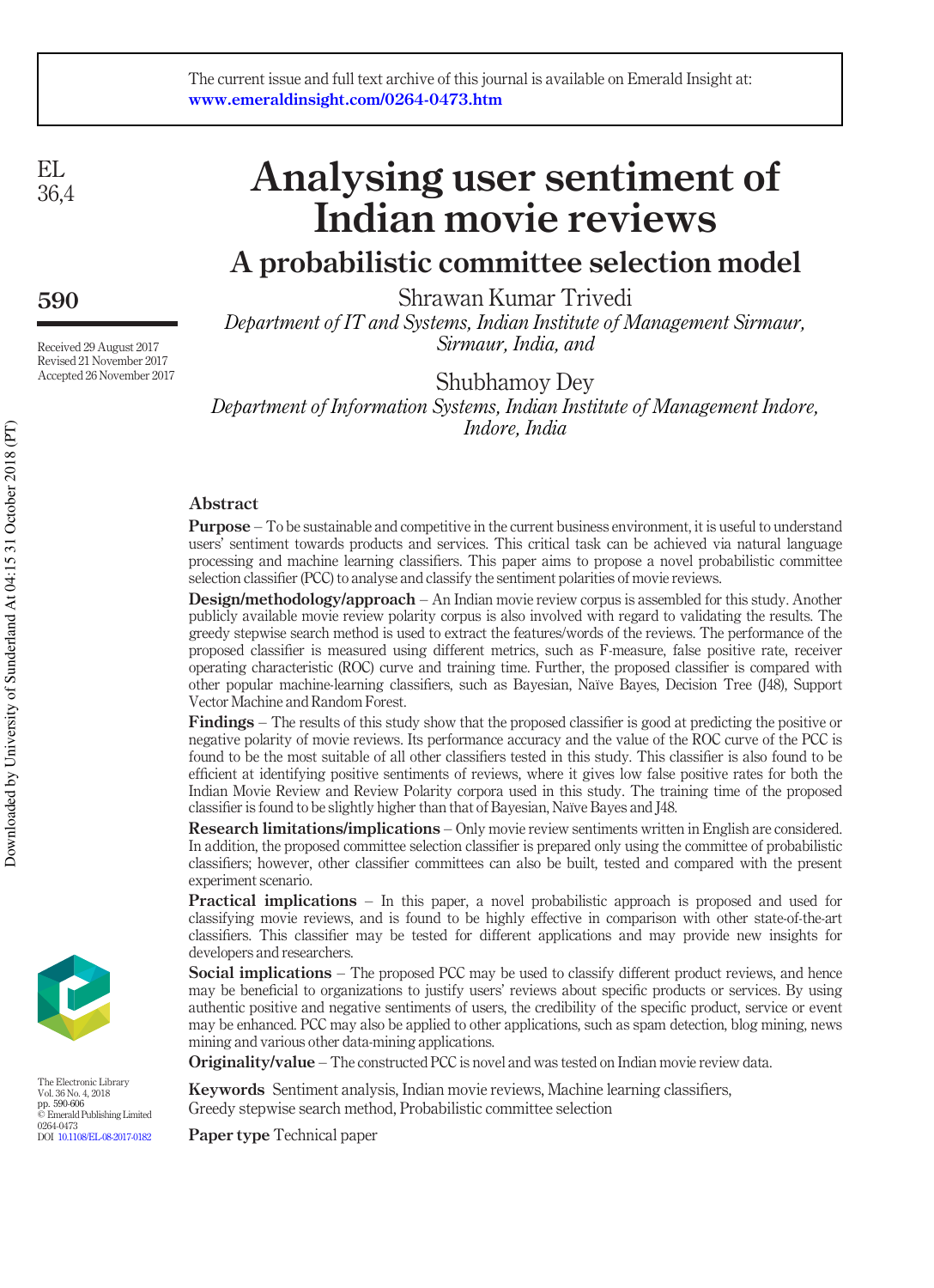# Analysing user sentiment of Indian movie reviews

## A probabilistic committee selection model

Shrawan Kumar Trivedi

*Department of IT and Systems, Indian Institute of Management Sirmaur, Sirmaur, India, and*

Shubhamoy Dey

*Department of Information Systems, Indian Institute of Management Indore, Indore, India*

Received 29 August 2017
Revised 21 November 2017
Accepted 26 November 2017

### Abstract

**Purpose** – To be sustainable and competitive in the current business environment, it is useful to understand users' sentiment towards products and services. This critical task can be achieved via natural language processing and machine learning classifiers. This paper aims to propose a novel probabilistic committee selection classifier (PCC) to analyse and classify the sentiment polarities of movie reviews.

**Design/methodology/approach** – An Indian movie review corpus is assembled for this study. Another publicly available movie review polarity corpus is also involved with regard to validating the results. The greedy stepwise search method is used to extract the features/words of the reviews. The performance of the proposed classifier is measured using different metrics, such as F-measure, false positive rate, receiver operating characteristic (ROC) curve and training time. Further, the proposed classifier is compared with other popular machine-learning classifiers, such as Bayesian, Naïve Bayes, Decision Tree (J48), Support Vector Machine and Random Forest.

**Findings** – The results of this study show that the proposed classifier is good at predicting the positive or negative polarity of movie reviews. Its performance accuracy and the value of the ROC curve of the PCC is found to be the most suitable of all other classifiers tested in this study. This classifier is also found to be efficient at identifying positive sentiments of reviews, where it gives low false positive rates for both the Indian Movie Review and Review Polarity corpora used in this study. The training time of the proposed classifier is found to be slightly higher than that of Bayesian, Naïve Bayes and J48.

**Research limitations/implications** – Only movie review sentiments written in English are considered. In addition, the proposed committee selection classifier is prepared only using the committee of probabilistic classifiers; however, other classifier committees can also be built, tested and compared with the present experiment scenario.

**Practical implications** – In this paper, a novel probabilistic approach is proposed and used for classifying movie reviews, and is found to be highly effective in comparison with other state-of-the-art classifiers. This classifier may be tested for different applications and may provide new insights for developers and researchers.

**Social implications** – The proposed PCC may be used to classify different product reviews, and hence may be beneficial to organizations to justify users' reviews about specific products or services. By using authentic positive and negative sentiments of users, the credibility of the specific product, service or event may be enhanced. PCC may also be applied to other applications, such as spam detection, blog mining, news mining and various other data-mining applications.

**Originality/value** – The constructed PCC is novel and was tested on Indian movie review data.

**Keywords** Sentiment analysis, Indian movie reviews, Machine learning classifiers, Greedy stepwise search method, Probabilistic committee selection

**Paper type** Technical paper

The Electronic Library
Vol. 36 No. 4, 2018
pp. 590-606
© Emerald Publishing Limited
0264-0473
DOI 10.1108/EL-08-2017-0182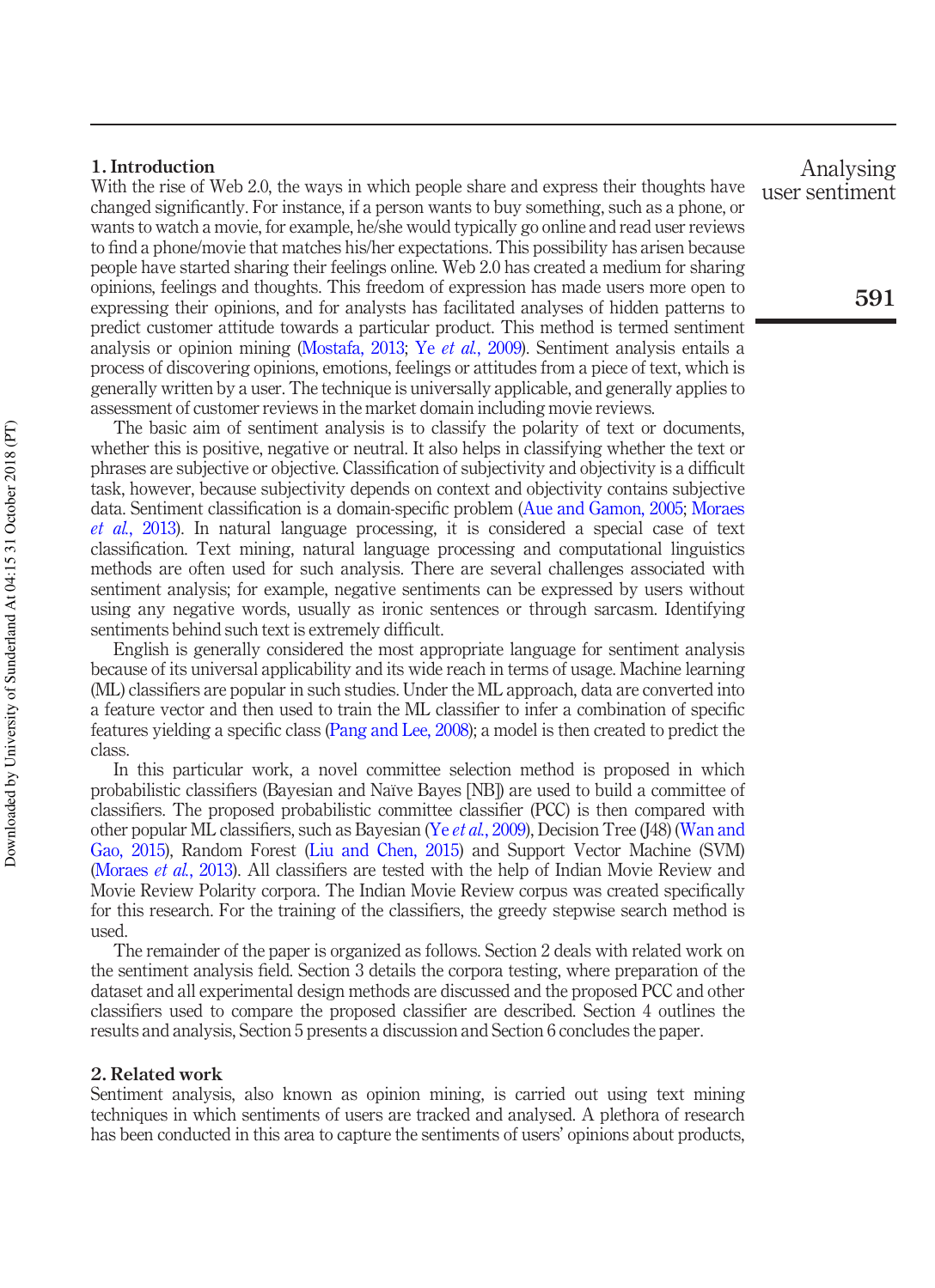## 1. Introduction

With the rise of Web 2.0, the ways in which people share and express their thoughts have changed significantly. For instance, if a person wants to buy something, such as a phone, or wants to watch a movie, for example, he/she would typically go online and read user reviews to find a phone/movie that matches his/her expectations. This possibility has arisen because people have started sharing their feelings online. Web 2.0 has created a medium for sharing opinions, feelings and thoughts. This freedom of expression has made users more open to expressing their opinions, and for analysts has facilitated analyses of hidden patterns to predict customer attitude towards a particular product. This method is termed sentiment analysis or opinion mining (Mostafa, 2013; Ye *et al.*, 2009). Sentiment analysis entails a process of discovering opinions, emotions, feelings or attitudes from a piece of text, which is generally written by a user. The technique is universally applicable, and generally applies to assessment of customer reviews in the market domain including movie reviews.

The basic aim of sentiment analysis is to classify the polarity of text or documents, whether this is positive, negative or neutral. It also helps in classifying whether the text or phrases are subjective or objective. Classification of subjectivity and objectivity is a difficult task, however, because subjectivity depends on context and objectivity contains subjective data. Sentiment classification is a domain-specific problem (Aue and Gamon, 2005; Moraes *et al.*, 2013). In natural language processing, it is considered a special case of text classification. Text mining, natural language processing and computational linguistics methods are often used for such analysis. There are several challenges associated with sentiment analysis; for example, negative sentiments can be expressed by users without using any negative words, usually as ironic sentences or through sarcasm. Identifying sentiments behind such text is extremely difficult.

English is generally considered the most appropriate language for sentiment analysis because of its universal applicability and its wide reach in terms of usage. Machine learning (ML) classifiers are popular in such studies. Under the ML approach, data are converted into a feature vector and then used to train the ML classifier to infer a combination of specific features yielding a specific class (Pang and Lee, 2008); a model is then created to predict the class.

In this particular work, a novel committee selection method is proposed in which probabilistic classifiers (Bayesian and Naïve Bayes [NB]) are used to build a committee of classifiers. The proposed probabilistic committee classifier (PCC) is then compared with other popular ML classifiers, such as Bayesian (Ye *et al.*, 2009), Decision Tree (J48) (Wan and Gao, 2015), Random Forest (Liu and Chen, 2015) and Support Vector Machine (SVM) (Moraes *et al.*, 2013). All classifiers are tested with the help of Indian Movie Review and Movie Review Polarity corpora. The Indian Movie Review corpus was created specifically for this research. For the training of the classifiers, the greedy stepwise search method is used.

The remainder of the paper is organized as follows. Section 2 deals with related work on the sentiment analysis field. Section 3 details the corpora testing, where preparation of the dataset and all experimental design methods are discussed and the proposed PCC and other classifiers used to compare the proposed classifier are described. Section 4 outlines the results and analysis, Section 5 presents a discussion and Section 6 concludes the paper.

## 2. Related work

Sentiment analysis, also known as opinion mining, is carried out using text mining techniques in which sentiments of users are tracked and analysed. A plethora of research has been conducted in this area to capture the sentiments of users' opinions about products,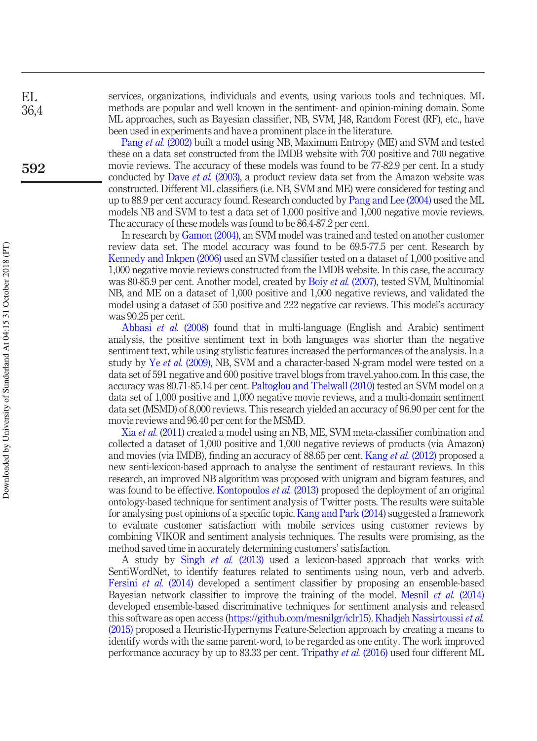services, organizations, individuals and events, using various tools and techniques. ML methods are popular and well known in the sentiment- and opinion-mining domain. Some ML approaches, such as Bayesian classifier, NB, SVM, J48, Random Forest (RF), etc., have been used in experiments and have a prominent place in the literature.

Pang *et al.* (2002) built a model using NB, Maximum Entropy (ME) and SVM and tested these on a data set constructed from the IMDB website with 700 positive and 700 negative movie reviews. The accuracy of these models was found to be 77-82.9 per cent. In a study conducted by Dave *et al.* (2003), a product review data set from the Amazon website was constructed. Different ML classifiers (i.e. NB, SVM and ME) were considered for testing and up to 88.9 per cent accuracy found. Research conducted by Pang and Lee (2004) used the ML models NB and SVM to test a data set of 1,000 positive and 1,000 negative movie reviews. The accuracy of these models was found to be 86.4-87.2 per cent.

In research by Gamon (2004), an SVM model was trained and tested on another customer review data set. The model accuracy was found to be 69.5-77.5 per cent. Research by Kennedy and Inkpen (2006) used an SVM classifier tested on a dataset of 1,000 positive and 1,000 negative movie reviews constructed from the IMDB website. In this case, the accuracy was 80-85.9 per cent. Another model, created by Boiy *et al.* (2007), tested SVM, Multinomial NB, and ME on a dataset of 1,000 positive and 1,000 negative reviews, and validated the model using a dataset of 550 positive and 222 negative car reviews. This model's accuracy was 90.25 per cent.

Abbasi *et al.* (2008) found that in multi-language (English and Arabic) sentiment analysis, the positive sentiment text in both languages was shorter than the negative sentiment text, while using stylistic features increased the performances of the analysis. In a study by Ye *et al.* (2009), NB, SVM and a character-based N-gram model were tested on a data set of 591 negative and 600 positive travel blogs from travel.yahoo.com. In this case, the accuracy was 80.71-85.14 per cent. Paltoglou and Thelwall (2010) tested an SVM model on a data set of 1,000 positive and 1,000 negative movie reviews, and a multi-domain sentiment data set (MSMD) of 8,000 reviews. This research yielded an accuracy of 96.90 per cent for the movie reviews and 96.40 per cent for the MSMD.

Xia *et al.* (2011) created a model using an NB, ME, SVM meta-classifier combination and collected a dataset of 1,000 positive and 1,000 negative reviews of products (via Amazon) and movies (via IMDB), finding an accuracy of 88.65 per cent. Kang *et al.* (2012) proposed a new senti-lexicon-based approach to analyse the sentiment of restaurant reviews. In this research, an improved NB algorithm was proposed with unigram and bigram features, and was found to be effective. Kontopoulos *et al.* (2013) proposed the deployment of an original ontology-based technique for sentiment analysis of Twitter posts. The results were suitable for analysing post opinions of a specific topic. Kang and Park (2014) suggested a framework to evaluate customer satisfaction with mobile services using customer reviews by combining VIKOR and sentiment analysis techniques. The results were promising, as the method saved time in accurately determining customers' satisfaction.

A study by Singh *et al.* (2013) used a lexicon-based approach that works with SentiWordNet, to identify features related to sentiments using noun, verb and adverb. Fersini *et al.* (2014) developed a sentiment classifier by proposing an ensemble-based Bayesian network classifier to improve the training of the model. Mesnil *et al.* (2014) developed ensemble-based discriminative techniques for sentiment analysis and released this software as open access (https://github.com/mesnilgr/iclr15). Khadjeh Nassirtoussi *et al.* (2015) proposed a Heuristic-Hypernyms Feature-Selection approach by creating a means to identify words with the same parent-word, to be regarded as one entity. The work improved performance accuracy by up to 83.33 per cent. Tripathy *et al.* (2016) used four different ML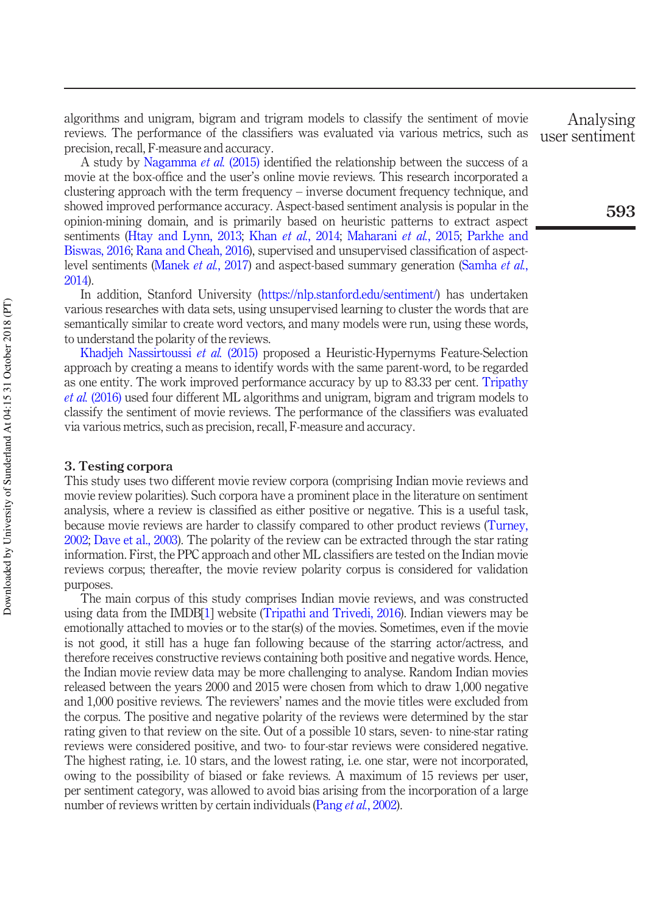algorithms and unigram, bigram and trigram models to classify the sentiment of movie reviews. The performance of the classifiers was evaluated via various metrics, such as precision, recall, F-measure and accuracy.

A study by Nagamma *et al.* (2015) identified the relationship between the success of a movie at the box-office and the user's online movie reviews. This research incorporated a clustering approach with the term frequency – inverse document frequency technique, and showed improved performance accuracy. Aspect-based sentiment analysis is popular in the opinion-mining domain, and is primarily based on heuristic patterns to extract aspect sentiments (Htay and Lynn, 2013; Khan *et al.*, 2014; Maharani *et al.*, 2015; Parkhe and Biswas, 2016; Rana and Cheah, 2016), supervised and unsupervised classification of aspect-level sentiments (Manek *et al.*, 2017) and aspect-based summary generation (Samha *et al.*, 2014).

In addition, Stanford University (https://nlp.stanford.edu/sentiment/) has undertaken various researches with data sets, using unsupervised learning to cluster the words that are semantically similar to create word vectors, and many models were run, using these words, to understand the polarity of the reviews.

Khadjeh Nassirtoussi *et al.* (2015) proposed a Heuristic-Hypernyms Feature-Selection approach by creating a means to identify words with the same parent-word, to be regarded as one entity. The work improved performance accuracy by up to 83.33 per cent. Tripathy *et al.* (2016) used four different ML algorithms and unigram, bigram and trigram models to classify the sentiment of movie reviews. The performance of the classifiers was evaluated via various metrics, such as precision, recall, F-measure and accuracy.

## 3. Testing corpora

This study uses two different movie review corpora (comprising Indian movie reviews and movie review polarities). Such corpora have a prominent place in the literature on sentiment analysis, where a review is classified as either positive or negative. This is a useful task, because movie reviews are harder to classify compared to other product reviews (Turney, 2002; Dave et al., 2003). The polarity of the review can be extracted through the star rating information. First, the PPC approach and other ML classifiers are tested on the Indian movie reviews corpus; thereafter, the movie review polarity corpus is considered for validation purposes.

The main corpus of this study comprises Indian movie reviews, and was constructed using data from the IMDB[1] website (Tripathi and Trivedi, 2016). Indian viewers may be emotionally attached to movies or to the star(s) of the movies. Sometimes, even if the movie is not good, it still has a huge fan following because of the starring actor/actress, and therefore receives constructive reviews containing both positive and negative words. Hence, the Indian movie review data may be more challenging to analyse. Random Indian movies released between the years 2000 and 2015 were chosen from which to draw 1,000 negative and 1,000 positive reviews. The reviewers' names and the movie titles were excluded from the corpus. The positive and negative polarity of the reviews were determined by the star rating given to that review on the site. Out of a possible 10 stars, seven- to nine-star rating reviews were considered positive, and two- to four-star reviews were considered negative. The highest rating, i.e. 10 stars, and the lowest rating, i.e. one star, were not incorporated, owing to the possibility of biased or fake reviews. A maximum of 15 reviews per user, per sentiment category, was allowed to avoid bias arising from the incorporation of a large number of reviews written by certain individuals (Pang *et al.*, 2002).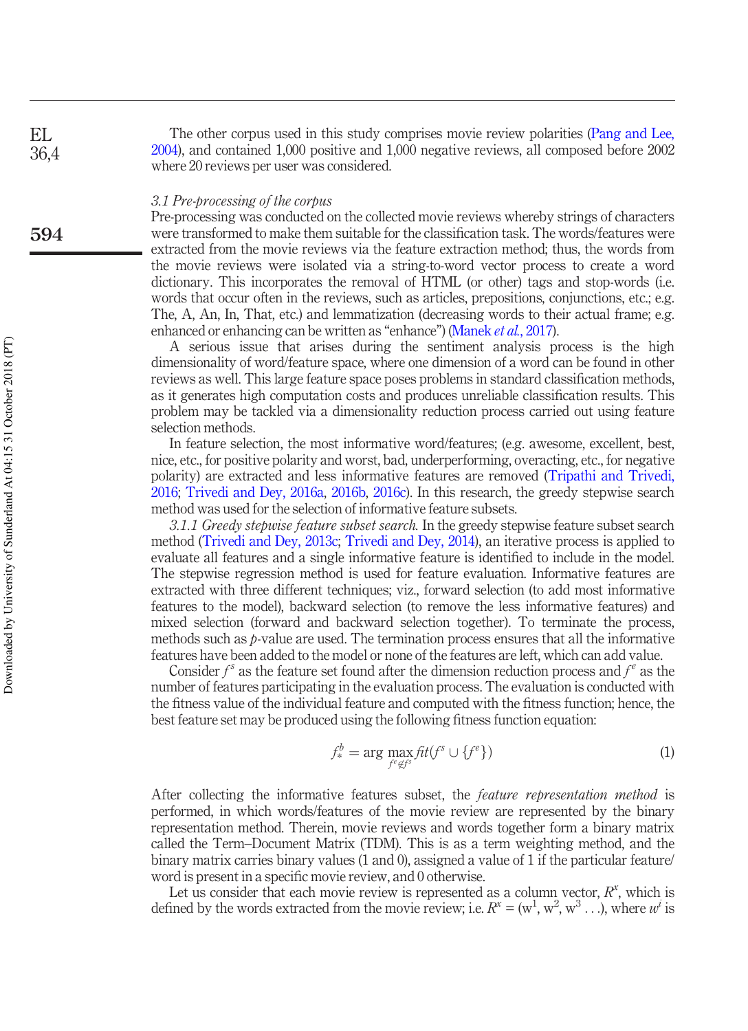The other corpus used in this study comprises movie review polarities (Pang and Lee, 2004), and contained 1,000 positive and 1,000 negative reviews, all composed before 2002 where 20 reviews per user was considered.

### *3.1 Pre-processing of the corpus*

Pre-processing was conducted on the collected movie reviews whereby strings of characters were transformed to make them suitable for the classification task. The words/features were extracted from the movie reviews via the feature extraction method; thus, the words from the movie reviews were isolated via a string-to-word vector process to create a word dictionary. This incorporates the removal of HTML (or other) tags and stop-words (i.e. words that occur often in the reviews, such as articles, prepositions, conjunctions, etc.; e.g. The, A, An, In, That, etc.) and lemmatization (decreasing words to their actual frame; e.g. enhanced or enhancing can be written as "enhance") (Manek *et al.*, 2017).

A serious issue that arises during the sentiment analysis process is the high dimensionality of word/feature space, where one dimension of a word can be found in other reviews as well. This large feature space poses problems in standard classification methods, as it generates high computation costs and produces unreliable classification results. This problem may be tackled via a dimensionality reduction process carried out using feature selection methods.

In feature selection, the most informative word/features; (e.g. awesome, excellent, best, nice, etc., for positive polarity and worst, bad, underperforming, overacting, etc., for negative polarity) are extracted and less informative features are removed (Tripathi and Trivedi, 2016; Trivedi and Dey, 2016a, 2016b, 2016c). In this research, the greedy stepwise search method was used for the selection of informative feature subsets.

*3.1.1 Greedy stepwise feature subset search.* In the greedy stepwise feature subset search method (Trivedi and Dey, 2013c; Trivedi and Dey, 2014), an iterative process is applied to evaluate all features and a single informative feature is identified to include in the model. The stepwise regression method is used for feature evaluation. Informative features are extracted with three different techniques; viz., forward selection (to add most informative features to the model), backward selection (to remove the less informative features) and mixed selection (forward and backward selection together). To terminate the process, methods such as $p$-value are used. The termination process ensures that all the informative features have been added to the model or none of the features are left, which can add value.

Consider $f^s$ as the feature set found after the dimension reduction process and $f^e$ as the number of features participating in the evaluation process. The evaluation is conducted with the fitness value of the individual feature and computed with the fitness function; hence, the best feature set may be produced using the following fitness function equation:

$$f_*^b = \arg\max_{f^e \notin f^s} fit(f^s \cup \{f^e\}) \quad (1)$$

After collecting the informative features subset, the *feature representation method* is performed, in which words/features of the movie review are represented by the binary representation method. Therein, movie reviews and words together form a binary matrix called the Term–Document Matrix (TDM). This is as a term weighting method, and the binary matrix carries binary values (1 and 0), assigned a value of 1 if the particular feature/word is present in a specific movie review, and 0 otherwise.

Let us consider that each movie review is represented as a column vector, $R^x$, which is defined by the words extracted from the movie review; i.e. $R^x = (w^1, w^2, w^3 \ldots)$, where $w^i$ is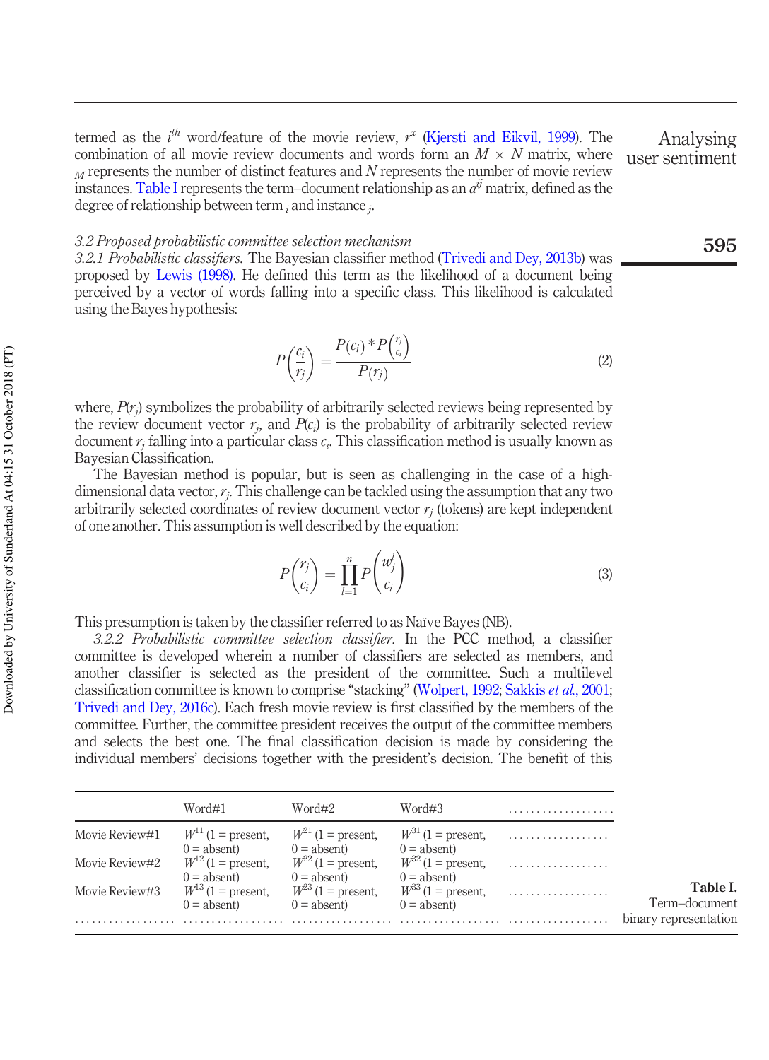termed as the $i^{th}$ word/feature of the movie review, $r^x$ (Kjersti and Eikvil, 1999). The combination of all movie review documents and words form an $M \times N$ matrix, where $_M$ represents the number of distinct features and $N$ represents the number of movie review instances. Table I represents the term–document relationship as an $a^{ij}$ matrix, defined as the degree of relationship between term $_i$ and instance $_j$.

### 3.2 Proposed probabilistic committee selection mechanism

*3.2.1 Probabilistic classifiers.* The Bayesian classifier method (Trivedi and Dey, 2013b) was proposed by Lewis (1998). He defined this term as the likelihood of a document being perceived by a vector of words falling into a specific class. This likelihood is calculated using the Bayes hypothesis:

$$P\left(\frac{c_i}{r_j}\right) = \frac{P(c_i) * P\left(\frac{r_j}{c_i}\right)}{P(r_j)} \tag{2}$$

where, $P(r_j)$ symbolizes the probability of arbitrarily selected reviews being represented by the review document vector $r_j$, and $P(c_i)$ is the probability of arbitrarily selected review document $r_j$ falling into a particular class $c_i$. This classification method is usually known as Bayesian Classification.

The Bayesian method is popular, but is seen as challenging in the case of a high-dimensional data vector, $r_j$. This challenge can be tackled using the assumption that any two arbitrarily selected coordinates of review document vector $r_j$ (tokens) are kept independent of one another. This assumption is well described by the equation:

$$P\left(\frac{r_j}{c_i}\right) = \prod_{l=1}^{n} P\left(\frac{w_j^l}{c_i}\right) \tag{3}$$

This presumption is taken by the classifier referred to as Naïve Bayes (NB).

*3.2.2 Probabilistic committee selection classifier.* In the PCC method, a classifier committee is developed wherein a number of classifiers are selected as members, and another classifier is selected as the president of the committee. Such a multilevel classification committee is known to comprise "stacking" (Wolpert, 1992; Sakkis *et al.*, 2001; Trivedi and Dey, 2016c). Each fresh movie review is first classified by the members of the committee. Further, the committee president receives the output of the committee members and selects the best one. The final classification decision is made by considering the individual members' decisions together with the president's decision. The benefit of this

| | Word#1 | Word#2 | Word#3 | .................. |
|---|---|---|---|---|
| Movie Review#1 | $W^{11}$ (1 = present, 0 = absent) | $W^{21}$ (1 = present, 0 = absent) | $W^{31}$ (1 = present, 0 = absent) | .................. |
| Movie Review#2 | $W^{12}$ (1 = present, 0 = absent) | $W^{22}$ (1 = present, 0 = absent) | $W^{32}$ (1 = present, 0 = absent) | .................. |
| Movie Review#3 | $W^{13}$ (1 = present, 0 = absent) | $W^{23}$ (1 = present, 0 = absent) | $W^{33}$ (1 = present, 0 = absent) | .................. |
| .................. | .................. | .................. | .................. | .................. |

**Table I.** Term–document binary representation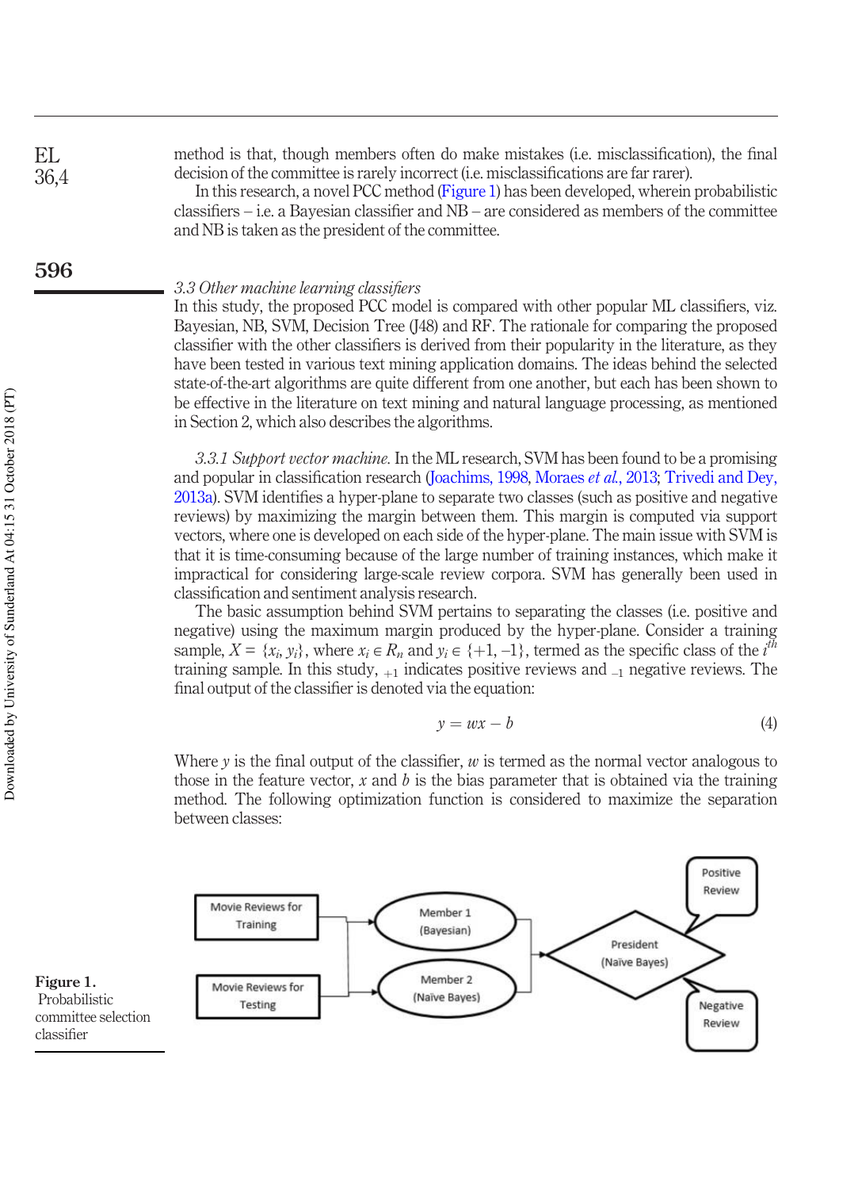method is that, though members often do make mistakes (i.e. misclassification), the final decision of the committee is rarely incorrect (i.e. misclassifications are far rarer).

In this research, a novel PCC method (Figure 1) has been developed, wherein probabilistic classifiers – i.e. a Bayesian classifier and NB – are considered as members of the committee and NB is taken as the president of the committee.

### *3.3 Other machine learning classifiers*

In this study, the proposed PCC model is compared with other popular ML classifiers, viz. Bayesian, NB, SVM, Decision Tree (J48) and RF. The rationale for comparing the proposed classifier with the other classifiers is derived from their popularity in the literature, as they have been tested in various text mining application domains. The ideas behind the selected state-of-the-art algorithms are quite different from one another, but each has been shown to be effective in the literature on text mining and natural language processing, as mentioned in Section 2, which also describes the algorithms.

*3.3.1 Support vector machine.* In the ML research, SVM has been found to be a promising and popular in classification research (Joachims, 1998, Moraes *et al.*, 2013; Trivedi and Dey, 2013a). SVM identifies a hyper-plane to separate two classes (such as positive and negative reviews) by maximizing the margin between them. This margin is computed via support vectors, where one is developed on each side of the hyper-plane. The main issue with SVM is that it is time-consuming because of the large number of training instances, which make it impractical for considering large-scale review corpora. SVM has generally been used in classification and sentiment analysis research.

The basic assumption behind SVM pertains to separating the classes (i.e. positive and negative) using the maximum margin produced by the hyper-plane. Consider a training sample, $X = \{x_i, y_i\}$, where $x_i \in R_n$ and $y_i \in \{+1, -1\}$, termed as the specific class of the $i^{th}$ training sample. In this study, $_{+1}$ indicates positive reviews and $_{-1}$ negative reviews. The final output of the classifier is denoted via the equation:

$$y = wx - b \tag{4}$$

Where $y$ is the final output of the classifier, $w$ is termed as the normal vector analogous to those in the feature vector, $x$ and $b$ is the bias parameter that is obtained via the training method. The following optimization function is considered to maximize the separation between classes:

**Figure 1.** Probabilistic committee selection classifier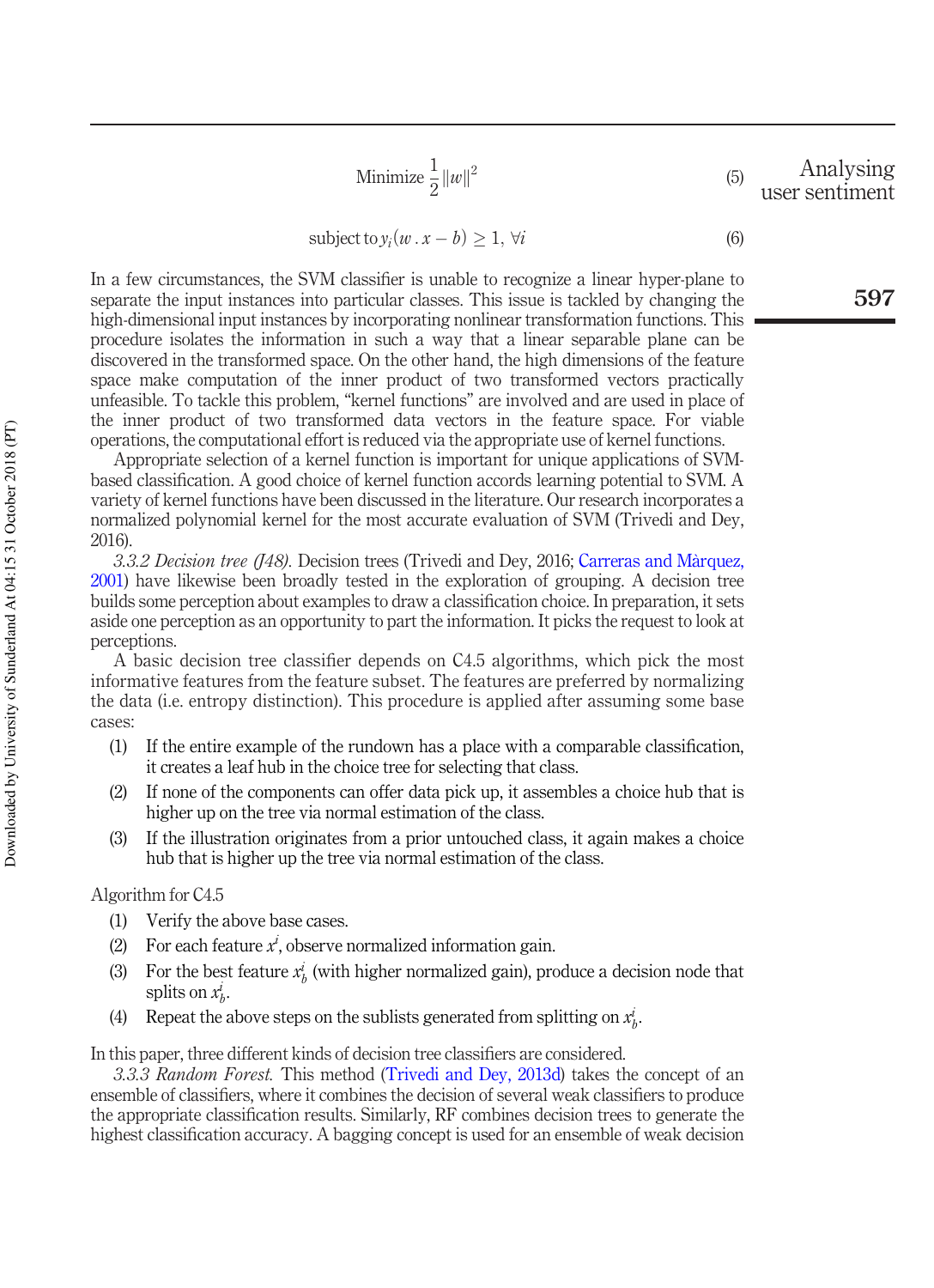$$\text{Minimize } \frac{1}{2}\|w\|^2 \tag{5}$$

$$\text{subject to } y_i(w \,.\, x - b) \geq 1, \; \forall i \tag{6}$$

In a few circumstances, the SVM classifier is unable to recognize a linear hyper-plane to separate the input instances into particular classes. This issue is tackled by changing the high-dimensional input instances by incorporating nonlinear transformation functions. This procedure isolates the information in such a way that a linear separable plane can be discovered in the transformed space. On the other hand, the high dimensions of the feature space make computation of the inner product of two transformed vectors practically unfeasible. To tackle this problem, "kernel functions" are involved and are used in place of the inner product of two transformed data vectors in the feature space. For viable operations, the computational effort is reduced via the appropriate use of kernel functions.

Appropriate selection of a kernel function is important for unique applications of SVM-based classification. A good choice of kernel function accords learning potential to SVM. A variety of kernel functions have been discussed in the literature. Our research incorporates a normalized polynomial kernel for the most accurate evaluation of SVM (Trivedi and Dey, 2016).

*3.3.2 Decision tree (J48).* Decision trees (Trivedi and Dey, 2016; Carreras and Màrquez, 2001) have likewise been broadly tested in the exploration of grouping. A decision tree builds some perception about examples to draw a classification choice. In preparation, it sets aside one perception as an opportunity to part the information. It picks the request to look at perceptions.

A basic decision tree classifier depends on C4.5 algorithms, which pick the most informative features from the feature subset. The features are preferred by normalizing the data (i.e. entropy distinction). This procedure is applied after assuming some base cases:

1. If the entire example of the rundown has a place with a comparable classification, it creates a leaf hub in the choice tree for selecting that class.
2. If none of the components can offer data pick up, it assembles a choice hub that is higher up on the tree via normal estimation of the class.
3. If the illustration originates from a prior untouched class, it again makes a choice hub that is higher up the tree via normal estimation of the class.

Algorithm for C4.5

1. Verify the above base cases.
2. For each feature $x^i$, observe normalized information gain.
3. For the best feature $x^i_b$ (with higher normalized gain), produce a decision node that splits on $x^i_b$.
4. Repeat the above steps on the sublists generated from splitting on $x^i_b$.

In this paper, three different kinds of decision tree classifiers are considered.

*3.3.3 Random Forest.* This method (Trivedi and Dey, 2013d) takes the concept of an ensemble of classifiers, where it combines the decision of several weak classifiers to produce the appropriate classification results. Similarly, RF combines decision trees to generate the highest classification accuracy. A bagging concept is used for an ensemble of weak decision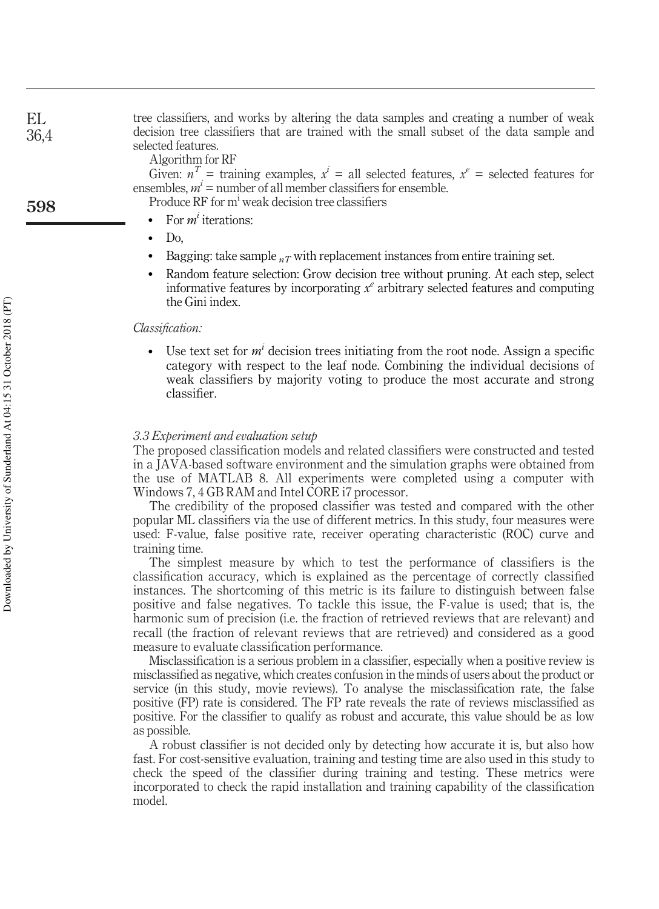tree classifiers, and works by altering the data samples and creating a number of weak decision tree classifiers that are trained with the small subset of the data sample and selected features.

Algorithm for RF

Given: $n^T$ = training examples, $x^i$ = all selected features, $x^e$ = selected features for ensembles, $m^i$ = number of all member classifiers for ensemble.

Produce RF for $m^i$ weak decision tree classifiers

- For $m^i$ iterations:
- Do,
- Bagging: take sample $_{nT}$ with replacement instances from entire training set.
- Random feature selection: Grow decision tree without pruning. At each step, select informative features by incorporating $x^e$ arbitrary selected features and computing the Gini index.

*Classification:*

- Use text set for $m^i$ decision trees initiating from the root node. Assign a specific category with respect to the leaf node. Combining the individual decisions of weak classifiers by majority voting to produce the most accurate and strong classifier.

### *3.3 Experiment and evaluation setup*

The proposed classification models and related classifiers were constructed and tested in a JAVA-based software environment and the simulation graphs were obtained from the use of MATLAB 8. All experiments were completed using a computer with Windows 7, 4 GB RAM and Intel CORE i7 processor.

The credibility of the proposed classifier was tested and compared with the other popular ML classifiers via the use of different metrics. In this study, four measures were used: F-value, false positive rate, receiver operating characteristic (ROC) curve and training time.

The simplest measure by which to test the performance of classifiers is the classification accuracy, which is explained as the percentage of correctly classified instances. The shortcoming of this metric is its failure to distinguish between false positive and false negatives. To tackle this issue, the F-value is used; that is, the harmonic sum of precision (i.e. the fraction of retrieved reviews that are relevant) and recall (the fraction of relevant reviews that are retrieved) and considered as a good measure to evaluate classification performance.

Misclassification is a serious problem in a classifier, especially when a positive review is misclassified as negative, which creates confusion in the minds of users about the product or service (in this study, movie reviews). To analyse the misclassification rate, the false positive (FP) rate is considered. The FP rate reveals the rate of reviews misclassified as positive. For the classifier to qualify as robust and accurate, this value should be as low as possible.

A robust classifier is not decided only by detecting how accurate it is, but also how fast. For cost-sensitive evaluation, training and testing time are also used in this study to check the speed of the classifier during training and testing. These metrics were incorporated to check the rapid installation and training capability of the classification model.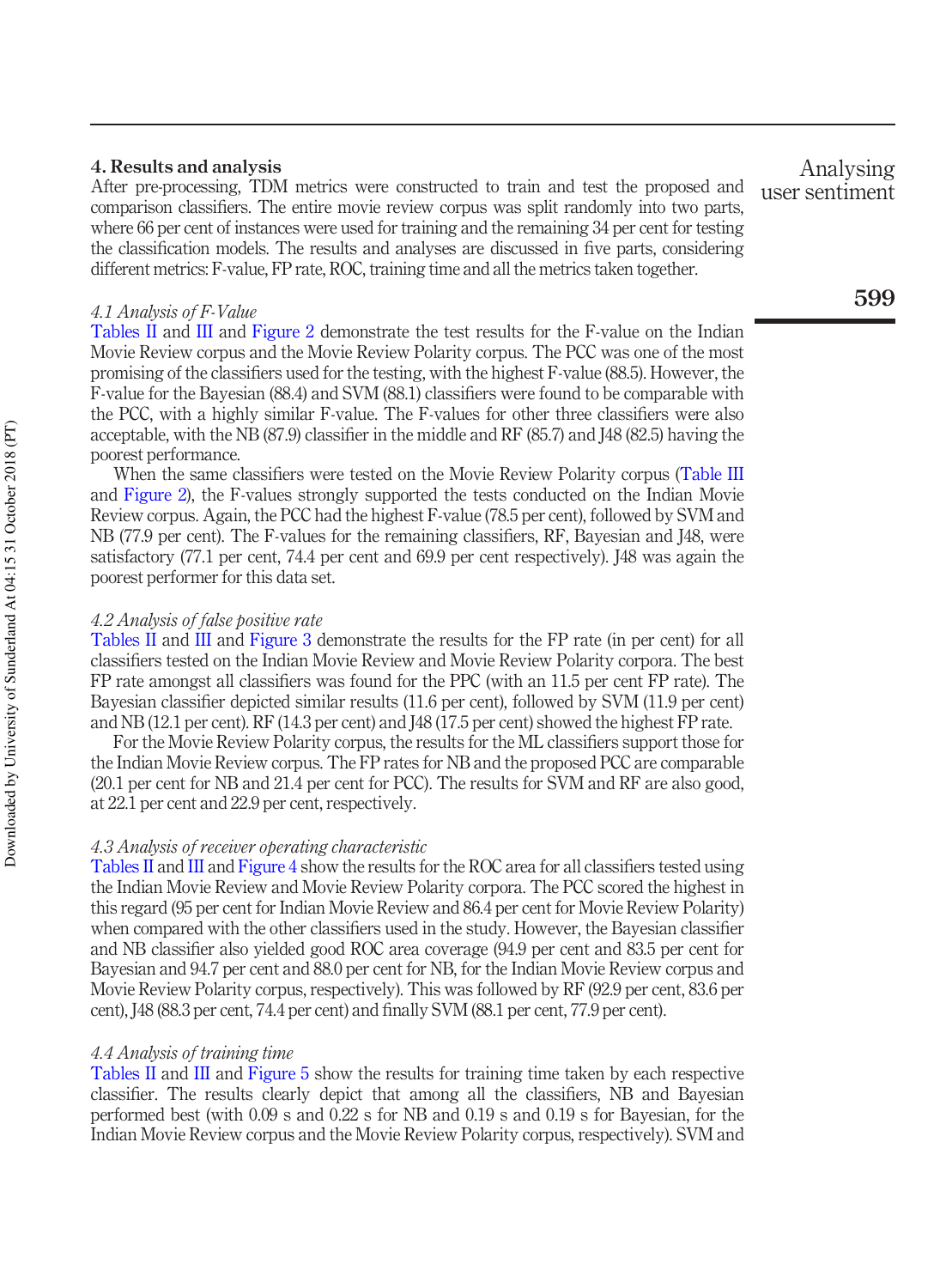## 4. Results and analysis

After pre-processing, TDM metrics were constructed to train and test the proposed and comparison classifiers. The entire movie review corpus was split randomly into two parts, where 66 per cent of instances were used for training and the remaining 34 per cent for testing the classification models. The results and analyses are discussed in five parts, considering different metrics: F-value, FP rate, ROC, training time and all the metrics taken together.

### *4.1 Analysis of F-Value*

Tables II and III and Figure 2 demonstrate the test results for the F-value on the Indian Movie Review corpus and the Movie Review Polarity corpus. The PCC was one of the most promising of the classifiers used for the testing, with the highest F-value (88.5). However, the F-value for the Bayesian (88.4) and SVM (88.1) classifiers were found to be comparable with the PCC, with a highly similar F-value. The F-values for other three classifiers were also acceptable, with the NB (87.9) classifier in the middle and RF (85.7) and J48 (82.5) having the poorest performance.

When the same classifiers were tested on the Movie Review Polarity corpus (Table III and Figure 2), the F-values strongly supported the tests conducted on the Indian Movie Review corpus. Again, the PCC had the highest F-value (78.5 per cent), followed by SVM and NB (77.9 per cent). The F-values for the remaining classifiers, RF, Bayesian and J48, were satisfactory (77.1 per cent, 74.4 per cent and 69.9 per cent respectively). J48 was again the poorest performer for this data set.

### *4.2 Analysis of false positive rate*

Tables II and III and Figure 3 demonstrate the results for the FP rate (in per cent) for all classifiers tested on the Indian Movie Review and Movie Review Polarity corpora. The best FP rate amongst all classifiers was found for the PPC (with an 11.5 per cent FP rate). The Bayesian classifier depicted similar results (11.6 per cent), followed by SVM (11.9 per cent) and NB (12.1 per cent). RF (14.3 per cent) and J48 (17.5 per cent) showed the highest FP rate.

For the Movie Review Polarity corpus, the results for the ML classifiers support those for the Indian Movie Review corpus. The FP rates for NB and the proposed PCC are comparable (20.1 per cent for NB and 21.4 per cent for PCC). The results for SVM and RF are also good, at 22.1 per cent and 22.9 per cent, respectively.

### *4.3 Analysis of receiver operating characteristic*

Tables II and III and Figure 4 show the results for the ROC area for all classifiers tested using the Indian Movie Review and Movie Review Polarity corpora. The PCC scored the highest in this regard (95 per cent for Indian Movie Review and 86.4 per cent for Movie Review Polarity) when compared with the other classifiers used in the study. However, the Bayesian classifier and NB classifier also yielded good ROC area coverage (94.9 per cent and 83.5 per cent for Bayesian and 94.7 per cent and 88.0 per cent for NB, for the Indian Movie Review corpus and Movie Review Polarity corpus, respectively). This was followed by RF (92.9 per cent, 83.6 per cent), J48 (88.3 per cent, 74.4 per cent) and finally SVM (88.1 per cent, 77.9 per cent).

### *4.4 Analysis of training time*

Tables II and III and Figure 5 show the results for training time taken by each respective classifier. The results clearly depict that among all the classifiers, NB and Bayesian performed best (with 0.09 s and 0.22 s for NB and 0.19 s and 0.19 s for Bayesian, for the Indian Movie Review corpus and the Movie Review Polarity corpus, respectively). SVM and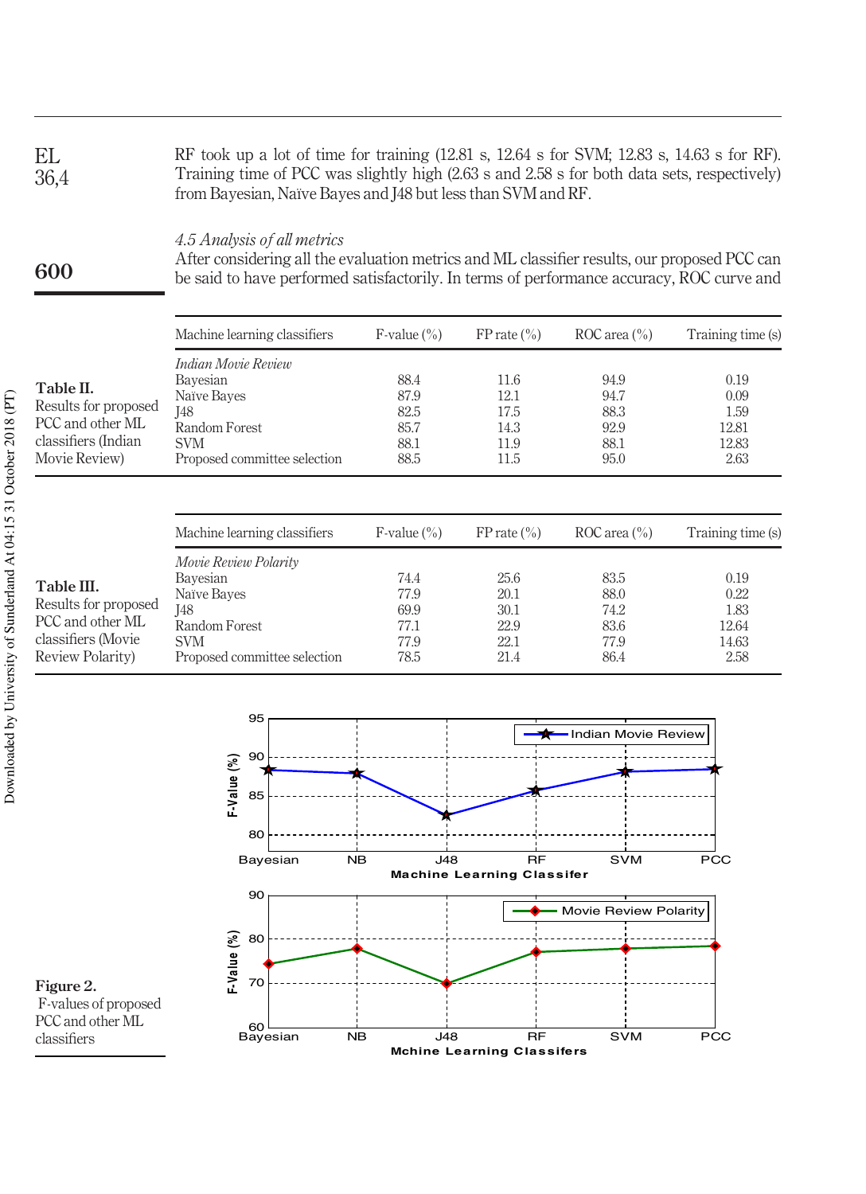RF took up a lot of time for training (12.81 s, 12.64 s for SVM; 12.83 s, 14.63 s for RF). Training time of PCC was slightly high (2.63 s and 2.58 s for both data sets, respectively) from Bayesian, Naïve Bayes and J48 but less than SVM and RF.

### *4.5 Analysis of all metrics*

After considering all the evaluation metrics and ML classifier results, our proposed PCC can be said to have performed satisfactorily. In terms of performance accuracy, ROC curve and

**Table II.** Results for proposed PCC and other ML classifiers (Indian Movie Review)

| Machine learning classifiers | F-value (%) | FP rate (%) | ROC area (%) | Training time (s) |
|---|---|---|---|---|
| *Indian Movie Review* | | | | |
| Bayesian | 88.4 | 11.6 | 94.9 | 0.19 |
| Naïve Bayes | 87.9 | 12.1 | 94.7 | 0.09 |
| J48 | 82.5 | 17.5 | 88.3 | 1.59 |
| Random Forest | 85.7 | 14.3 | 92.9 | 12.81 |
| SVM | 88.1 | 11.9 | 88.1 | 12.83 |
| Proposed committee selection | 88.5 | 11.5 | 95.0 | 2.63 |

**Table III.** Results for proposed PCC and other ML classifiers (Movie Review Polarity)

| Machine learning classifiers | F-value (%) | FP rate (%) | ROC area (%) | Training time (s) |
|---|---|---|---|---|
| *Movie Review Polarity* | | | | |
| Bayesian | 74.4 | 25.6 | 83.5 | 0.19 |
| Naïve Bayes | 77.9 | 20.1 | 88.0 | 0.22 |
| J48 | 69.9 | 30.1 | 74.2 | 1.83 |
| Random Forest | 77.1 | 22.9 | 83.6 | 12.64 |
| SVM | 77.9 | 22.1 | 77.9 | 14.63 |
| Proposed committee selection | 78.5 | 21.4 | 86.4 | 2.58 |

**Figure 2.** F-values of proposed PCC and other ML classifiers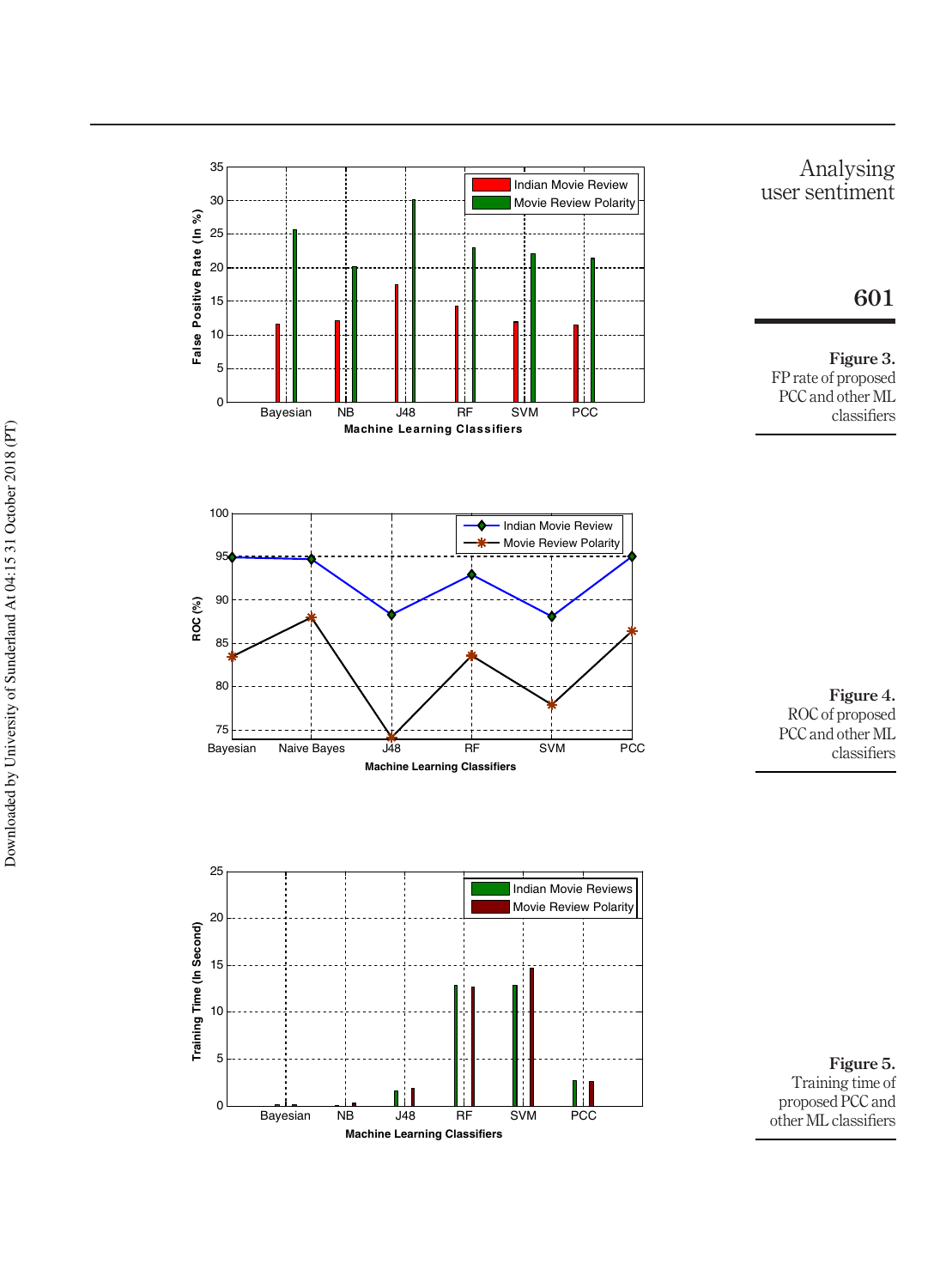Figure 3.
FP rate of proposed PCC and other ML classifiers

Figure 4.
ROC of proposed PCC and other ML classifiers

Figure 5.
Training time of proposed PCC and other ML classifiers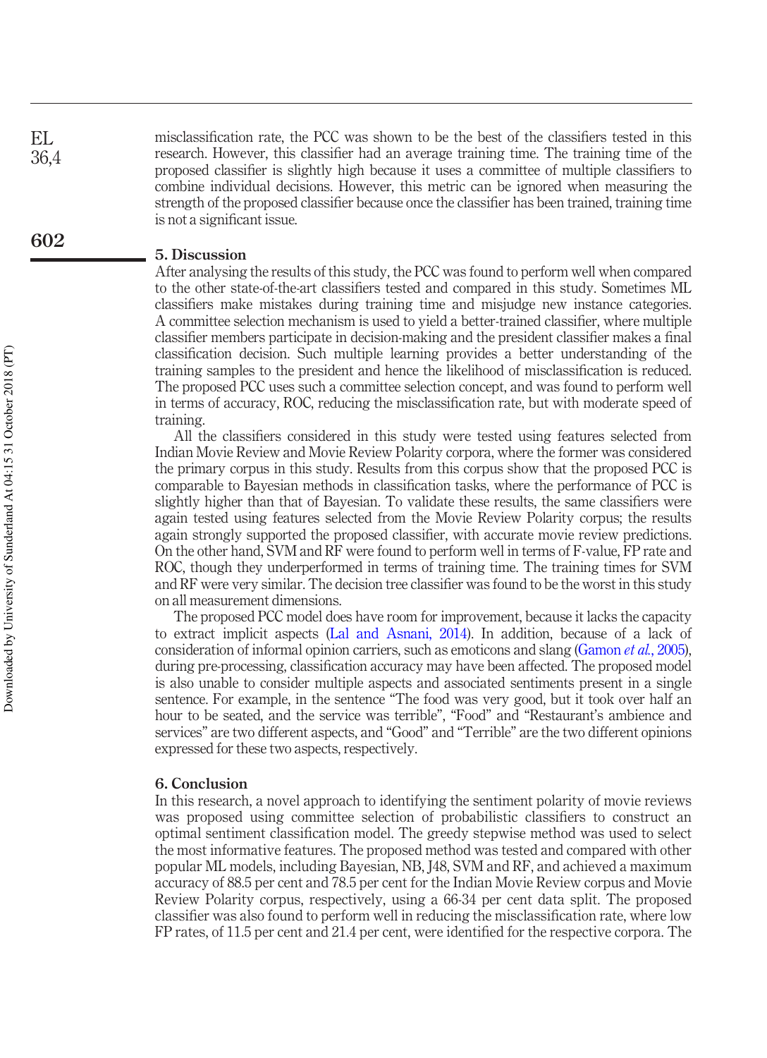misclassification rate, the PCC was shown to be the best of the classifiers tested in this research. However, this classifier had an average training time. The training time of the proposed classifier is slightly high because it uses a committee of multiple classifiers to combine individual decisions. However, this metric can be ignored when measuring the strength of the proposed classifier because once the classifier has been trained, training time is not a significant issue.

## 5. Discussion

After analysing the results of this study, the PCC was found to perform well when compared to the other state-of-the-art classifiers tested and compared in this study. Sometimes ML classifiers make mistakes during training time and misjudge new instance categories. A committee selection mechanism is used to yield a better-trained classifier, where multiple classifier members participate in decision-making and the president classifier makes a final classification decision. Such multiple learning provides a better understanding of the training samples to the president and hence the likelihood of misclassification is reduced. The proposed PCC uses such a committee selection concept, and was found to perform well in terms of accuracy, ROC, reducing the misclassification rate, but with moderate speed of training.

All the classifiers considered in this study were tested using features selected from Indian Movie Review and Movie Review Polarity corpora, where the former was considered the primary corpus in this study. Results from this corpus show that the proposed PCC is comparable to Bayesian methods in classification tasks, where the performance of PCC is slightly higher than that of Bayesian. To validate these results, the same classifiers were again tested using features selected from the Movie Review Polarity corpus; the results again strongly supported the proposed classifier, with accurate movie review predictions. On the other hand, SVM and RF were found to perform well in terms of F-value, FP rate and ROC, though they underperformed in terms of training time. The training times for SVM and RF were very similar. The decision tree classifier was found to be the worst in this study on all measurement dimensions.

The proposed PCC model does have room for improvement, because it lacks the capacity to extract implicit aspects (Lal and Asnani, 2014). In addition, because of a lack of consideration of informal opinion carriers, such as emoticons and slang (Gamon *et al.*, 2005), during pre-processing, classification accuracy may have been affected. The proposed model is also unable to consider multiple aspects and associated sentiments present in a single sentence. For example, in the sentence "The food was very good, but it took over half an hour to be seated, and the service was terrible", "Food" and "Restaurant's ambience and services" are two different aspects, and "Good" and "Terrible" are the two different opinions expressed for these two aspects, respectively.

## 6. Conclusion

In this research, a novel approach to identifying the sentiment polarity of movie reviews was proposed using committee selection of probabilistic classifiers to construct an optimal sentiment classification model. The greedy stepwise method was used to select the most informative features. The proposed method was tested and compared with other popular ML models, including Bayesian, NB, J48, SVM and RF, and achieved a maximum accuracy of 88.5 per cent and 78.5 per cent for the Indian Movie Review corpus and Movie Review Polarity corpus, respectively, using a 66-34 per cent data split. The proposed classifier was also found to perform well in reducing the misclassification rate, where low FP rates, of 11.5 per cent and 21.4 per cent, were identified for the respective corpora. The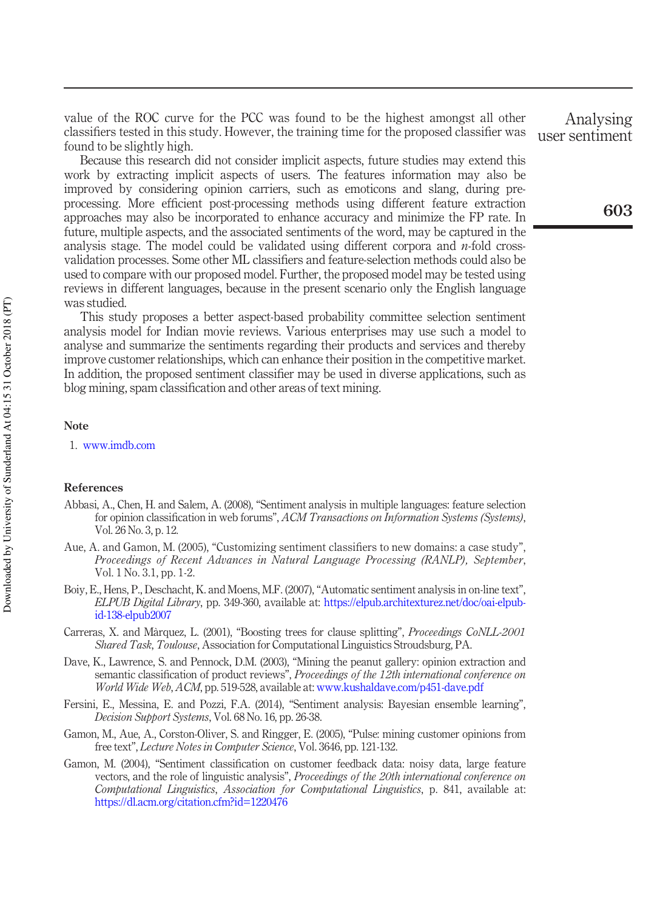value of the ROC curve for the PCC was found to be the highest amongst all other classifiers tested in this study. However, the training time for the proposed classifier was found to be slightly high.

Because this research did not consider implicit aspects, future studies may extend this work by extracting implicit aspects of users. The features information may also be improved by considering opinion carriers, such as emoticons and slang, during pre-processing. More efficient post-processing methods using different feature extraction approaches may also be incorporated to enhance accuracy and minimize the FP rate. In future, multiple aspects, and the associated sentiments of the word, may be captured in the analysis stage. The model could be validated using different corpora and *n*-fold cross-validation processes. Some other ML classifiers and feature-selection methods could also be used to compare with our proposed model. Further, the proposed model may be tested using reviews in different languages, because in the present scenario only the English language was studied.

This study proposes a better aspect-based probability committee selection sentiment analysis model for Indian movie reviews. Various enterprises may use such a model to analyse and summarize the sentiments regarding their products and services and thereby improve customer relationships, which can enhance their position in the competitive market. In addition, the proposed sentiment classifier may be used in diverse applications, such as blog mining, spam classification and other areas of text mining.

## Note

1. www.imdb.com

## References

Abbasi, A., Chen, H. and Salem, A. (2008), "Sentiment analysis in multiple languages: feature selection for opinion classification in web forums", *ACM Transactions on Information Systems (Systems)*, Vol. 26 No. 3, p. 12.

Aue, A. and Gamon, M. (2005), "Customizing sentiment classifiers to new domains: a case study", *Proceedings of Recent Advances in Natural Language Processing (RANLP), September*, Vol. 1 No. 3.1, pp. 1-2.

Boiy, E., Hens, P., Deschacht, K. and Moens, M.F. (2007), "Automatic sentiment analysis in on-line text", *ELPUB Digital Library*, pp. 349-360, available at: https://elpub.architexturez.net/doc/oai-elpub-id-138-elpub2007

Carreras, X. and Màrquez, L. (2001), "Boosting trees for clause splitting", *Proceedings CoNLL-2001 Shared Task, Toulouse*, Association for Computational Linguistics Stroudsburg, PA.

Dave, K., Lawrence, S. and Pennock, D.M. (2003), "Mining the peanut gallery: opinion extraction and semantic classification of product reviews", *Proceedings of the 12th international conference on World Wide Web, ACM*, pp. 519-528, available at: www.kushaldave.com/p451-dave.pdf

Fersini, E., Messina, E. and Pozzi, F.A. (2014), "Sentiment analysis: Bayesian ensemble learning", *Decision Support Systems*, Vol. 68 No. 16, pp. 26-38.

Gamon, M., Aue, A., Corston-Oliver, S. and Ringger, E. (2005), "Pulse: mining customer opinions from free text", *Lecture Notes in Computer Science*, Vol. 3646, pp. 121-132.

Gamon, M. (2004), "Sentiment classification on customer feedback data: noisy data, large feature vectors, and the role of linguistic analysis", *Proceedings of the 20th international conference on Computational Linguistics, Association for Computational Linguistics*, p. 841, available at: https://dl.acm.org/citation.cfm?id=1220476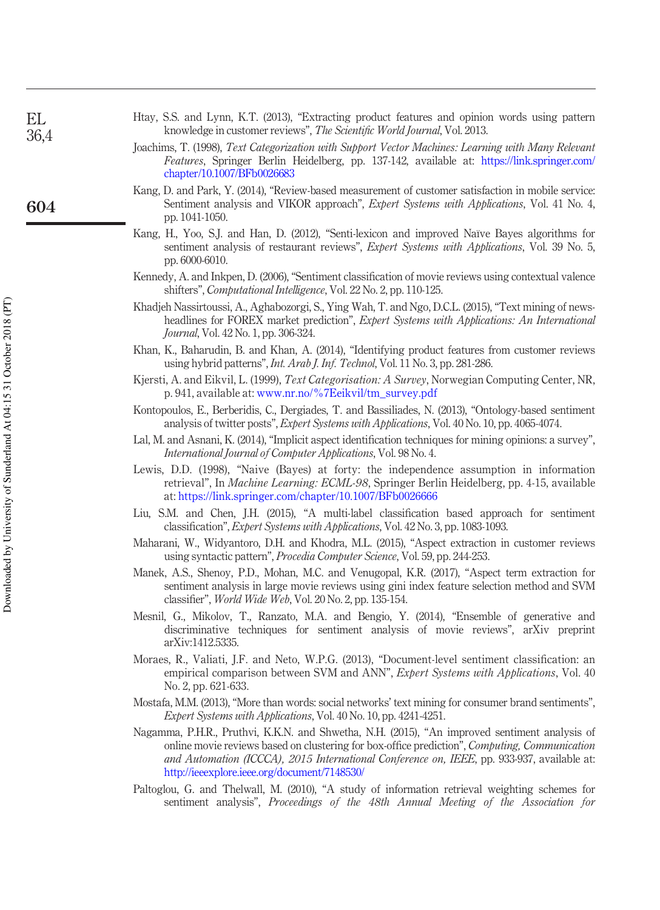Htay, S.S. and Lynn, K.T. (2013), "Extracting product features and opinion words using pattern knowledge in customer reviews", *The Scientific World Journal*, Vol. 2013.

Joachims, T. (1998), *Text Categorization with Support Vector Machines: Learning with Many Relevant Features*, Springer Berlin Heidelberg, pp. 137-142, available at: https://link.springer.com/chapter/10.1007/BFb0026683

Kang, D. and Park, Y. (2014), "Review-based measurement of customer satisfaction in mobile service: Sentiment analysis and VIKOR approach", *Expert Systems with Applications*, Vol. 41 No. 4, pp. 1041-1050.

Kang, H., Yoo, S.J. and Han, D. (2012), "Senti-lexicon and improved Naïve Bayes algorithms for sentiment analysis of restaurant reviews", *Expert Systems with Applications*, Vol. 39 No. 5, pp. 6000-6010.

Kennedy, A. and Inkpen, D. (2006), "Sentiment classification of movie reviews using contextual valence shifters", *Computational Intelligence*, Vol. 22 No. 2, pp. 110-125.

Khadjeh Nassirtoussi, A., Aghabozorgi, S., Ying Wah, T. and Ngo, D.C.L. (2015), "Text mining of news-headlines for FOREX market prediction", *Expert Systems with Applications: An International Journal*, Vol. 42 No. 1, pp. 306-324.

Khan, K., Baharudin, B. and Khan, A. (2014), "Identifying product features from customer reviews using hybrid patterns", *Int. Arab J. Inf. Technol*, Vol. 11 No. 3, pp. 281-286.

Kjersti, A. and Eikvil, L. (1999), *Text Categorisation: A Survey*, Norwegian Computing Center, NR, p. 941, available at: www.nr.no/%7Eeikvil/tm_survey.pdf

Kontopoulos, E., Berberidis, C., Dergiades, T. and Bassiliades, N. (2013), "Ontology-based sentiment analysis of twitter posts", *Expert Systems with Applications*, Vol. 40 No. 10, pp. 4065-4074.

Lal, M. and Asnani, K. (2014), "Implicit aspect identification techniques for mining opinions: a survey", *International Journal of Computer Applications*, Vol. 98 No. 4.

Lewis, D.D. (1998), "Naive (Bayes) at forty: the independence assumption in information retrieval", In *Machine Learning: ECML-98*, Springer Berlin Heidelberg, pp. 4-15, available at: https://link.springer.com/chapter/10.1007/BFb0026666

Liu, S.M. and Chen, J.H. (2015), "A multi-label classification based approach for sentiment classification", *Expert Systems with Applications*, Vol. 42 No. 3, pp. 1083-1093.

Maharani, W., Widyantoro, D.H. and Khodra, M.L. (2015), "Aspect extraction in customer reviews using syntactic pattern", *Procedia Computer Science*, Vol. 59, pp. 244-253.

Manek, A.S., Shenoy, P.D., Mohan, M.C. and Venugopal, K.R. (2017), "Aspect term extraction for sentiment analysis in large movie reviews using gini index feature selection method and SVM classifier", *World Wide Web*, Vol. 20 No. 2, pp. 135-154.

Mesnil, G., Mikolov, T., Ranzato, M.A. and Bengio, Y. (2014), "Ensemble of generative and discriminative techniques for sentiment analysis of movie reviews", arXiv preprint arXiv:1412.5335.

Moraes, R., Valiati, J.F. and Neto, W.P.G. (2013), "Document-level sentiment classification: an empirical comparison between SVM and ANN", *Expert Systems with Applications*, Vol. 40 No. 2, pp. 621-633.

Mostafa, M.M. (2013), "More than words: social networks' text mining for consumer brand sentiments", *Expert Systems with Applications*, Vol. 40 No. 10, pp. 4241-4251.

Nagamma, P.H.R., Pruthvi, K.K.N. and Shwetha, N.H. (2015), "An improved sentiment analysis of online movie reviews based on clustering for box-office prediction", *Computing, Communication and Automation (ICCCA), 2015 International Conference on, IEEE*, pp. 933-937, available at: http://ieeexplore.ieee.org/document/7148530/

Paltoglou, G. and Thelwall, M. (2010), "A study of information retrieval weighting schemes for sentiment analysis", *Proceedings of the 48th Annual Meeting of the Association for*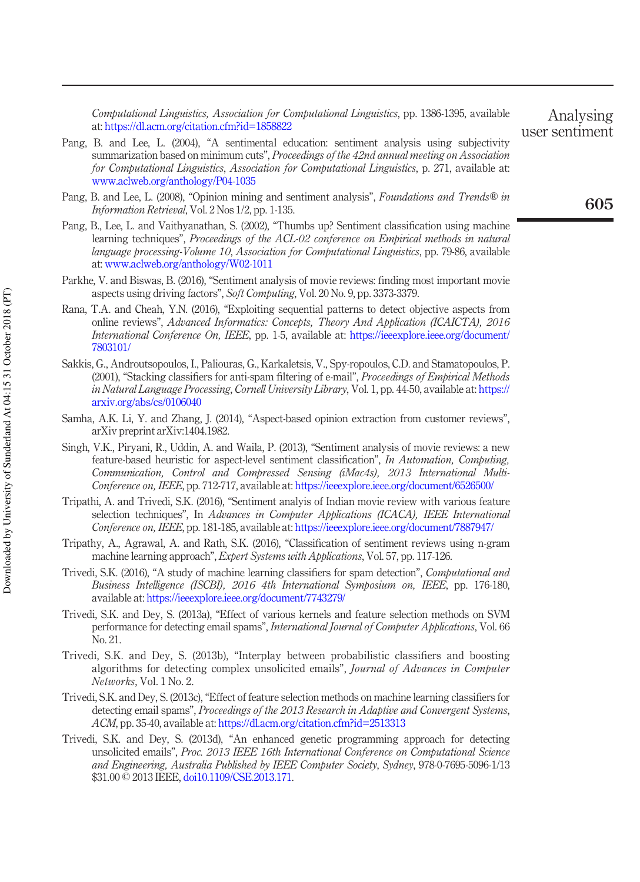*Computational Linguistics, Association for Computational Linguistics*, pp. 1386-1395, available at: https://dl.acm.org/citation.cfm?id=1858822

Pang, B. and Lee, L. (2004), "A sentimental education: sentiment analysis using subjectivity summarization based on minimum cuts", *Proceedings of the 42nd annual meeting on Association for Computational Linguistics, Association for Computational Linguistics*, p. 271, available at: www.aclweb.org/anthology/P04-1035

Pang, B. and Lee, L. (2008), "Opinion mining and sentiment analysis", *Foundations and Trends® in Information Retrieval*, Vol. 2 Nos 1/2, pp. 1-135.

Pang, B., Lee, L. and Vaithyanathan, S. (2002), "Thumbs up? Sentiment classification using machine learning techniques", *Proceedings of the ACL-02 conference on Empirical methods in natural language processing-Volume 10, Association for Computational Linguistics*, pp. 79-86, available at: www.aclweb.org/anthology/W02-1011

Parkhe, V. and Biswas, B. (2016), "Sentiment analysis of movie reviews: finding most important movie aspects using driving factors", *Soft Computing*, Vol. 20 No. 9, pp. 3373-3379.

Rana, T.A. and Cheah, Y.N. (2016), "Exploiting sequential patterns to detect objective aspects from online reviews", *Advanced Informatics: Concepts, Theory And Application (ICAICTA), 2016 International Conference On, IEEE*, pp. 1-5, available at: https://ieeexplore.ieee.org/document/7803101/

Sakkis, G., Androutsopoulos, I., Paliouras, G., Karkaletsis, V., Spy-ropoulos, C.D. and Stamatopoulos, P. (2001), "Stacking classifiers for anti-spam filtering of e-mail", *Proceedings of Empirical Methods in Natural Language Processing, Cornell University Library*, Vol. 1, pp. 44-50, available at: https://arxiv.org/abs/cs/0106040

Samha, A.K. Li, Y. and Zhang, J. (2014), "Aspect-based opinion extraction from customer reviews", arXiv preprint arXiv:1404.1982.

Singh, V.K., Piryani, R., Uddin, A. and Waila, P. (2013), "Sentiment analysis of movie reviews: a new feature-based heuristic for aspect-level sentiment classification", *In Automation, Computing, Communication, Control and Compressed Sensing (iMac4s), 2013 International Multi-Conference on, IEEE*, pp. 712-717, available at: https://ieeexplore.ieee.org/document/6526500/

Tripathi, A. and Trivedi, S.K. (2016), "Sentiment analyis of Indian movie review with various feature selection techniques", In *Advances in Computer Applications (ICACA), IEEE International Conference on, IEEE*, pp. 181-185, available at: https://ieeexplore.ieee.org/document/7887947/

Tripathy, A., Agrawal, A. and Rath, S.K. (2016), "Classification of sentiment reviews using n-gram machine learning approach", *Expert Systems with Applications*, Vol. 57, pp. 117-126.

Trivedi, S.K. (2016), "A study of machine learning classifiers for spam detection", *Computational and Business Intelligence (ISCBI), 2016 4th International Symposium on, IEEE*, pp. 176-180, available at: https://ieeexplore.ieee.org/document/7743279/

Trivedi, S.K. and Dey, S. (2013a), "Effect of various kernels and feature selection methods on SVM performance for detecting email spams", *International Journal of Computer Applications*, Vol. 66 No. 21.

Trivedi, S.K. and Dey, S. (2013b), "Interplay between probabilistic classifiers and boosting algorithms for detecting complex unsolicited emails", *Journal of Advances in Computer Networks*, Vol. 1 No. 2.

Trivedi, S.K. and Dey, S. (2013c), "Effect of feature selection methods on machine learning classifiers for detecting email spams", *Proceedings of the 2013 Research in Adaptive and Convergent Systems, ACM*, pp. 35-40, available at: https://dl.acm.org/citation.cfm?id=2513313

Trivedi, S.K. and Dey, S. (2013d), "An enhanced genetic programming approach for detecting unsolicited emails", *Proc. 2013 IEEE 16th International Conference on Computational Science and Engineering, Australia Published by IEEE Computer Society, Sydney*, 978-0-7695-5096-1/13 \$31.00 © 2013 IEEE, doi10.1109/CSE.2013.171.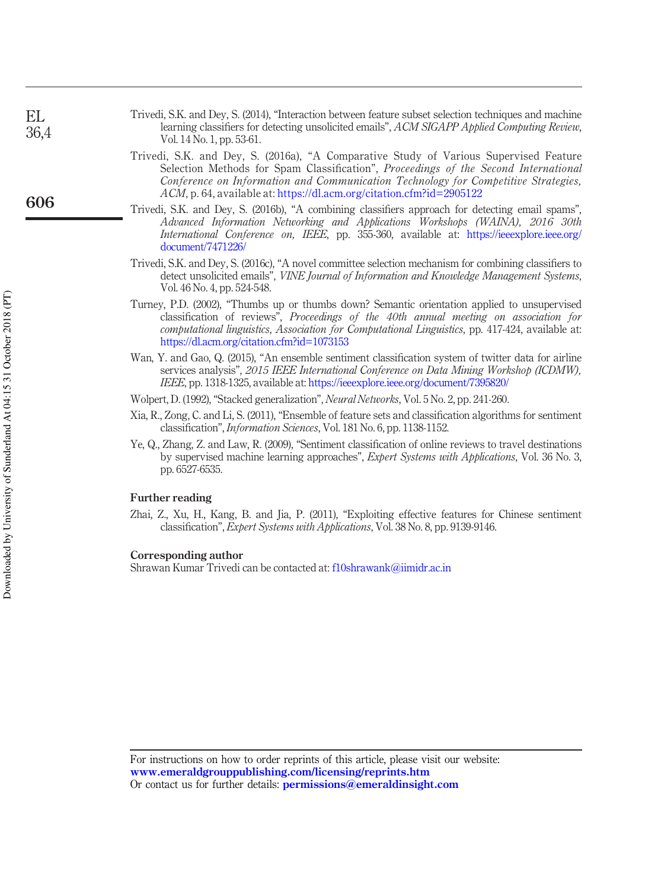Trivedi, S.K. and Dey, S. (2014), "Interaction between feature subset selection techniques and machine learning classifiers for detecting unsolicited emails", *ACM SIGAPP Applied Computing Review*, Vol. 14 No. 1, pp. 53-61.

Trivedi, S.K. and Dey, S. (2016a), "A Comparative Study of Various Supervised Feature Selection Methods for Spam Classification", *Proceedings of the Second International Conference on Information and Communication Technology for Competitive Strategies, ACM*, p. 64, available at: https://dl.acm.org/citation.cfm?id=2905122

Trivedi, S.K. and Dey, S. (2016b), "A combining classifiers approach for detecting email spams", *Advanced Information Networking and Applications Workshops (WAINA), 2016 30th International Conference on, IEEE*, pp. 355-360, available at: https://ieeexplore.ieee.org/document/7471226/

Trivedi, S.K. and Dey, S. (2016c), "A novel committee selection mechanism for combining classifiers to detect unsolicited emails", *VINE Journal of Information and Knowledge Management Systems*, Vol. 46 No. 4, pp. 524-548.

Turney, P.D. (2002), "Thumbs up or thumbs down? Semantic orientation applied to unsupervised classification of reviews", *Proceedings of the 40th annual meeting on association for computational linguistics, Association for Computational Linguistics*, pp. 417-424, available at: https://dl.acm.org/citation.cfm?id=1073153

Wan, Y. and Gao, Q. (2015), "An ensemble sentiment classification system of twitter data for airline services analysis", *2015 IEEE International Conference on Data Mining Workshop (ICDMW), IEEE*, pp. 1318-1325, available at: https://ieeexplore.ieee.org/document/7395820/

Wolpert, D. (1992), "Stacked generalization", *Neural Networks*, Vol. 5 No. 2, pp. 241-260.

Xia, R., Zong, C. and Li, S. (2011), "Ensemble of feature sets and classification algorithms for sentiment classification", *Information Sciences*, Vol. 181 No. 6, pp. 1138-1152.

Ye, Q., Zhang, Z. and Law, R. (2009), "Sentiment classification of online reviews to travel destinations by supervised machine learning approaches", *Expert Systems with Applications*, Vol. 36 No. 3, pp. 6527-6535.

## Further reading

Zhai, Z., Xu, H., Kang, B. and Jia, P. (2011), "Exploiting effective features for Chinese sentiment classification", *Expert Systems with Applications*, Vol. 38 No. 8, pp. 9139-9146.

## Corresponding author

Shrawan Kumar Trivedi can be contacted at: f10shrawank@iimidr.ac.in

For instructions on how to order reprints of this article, please visit our website:
**www.emeraldgrouppublishing.com/licensing/reprints.htm**
Or contact us for further details: **permissions@emeraldinsight.com**